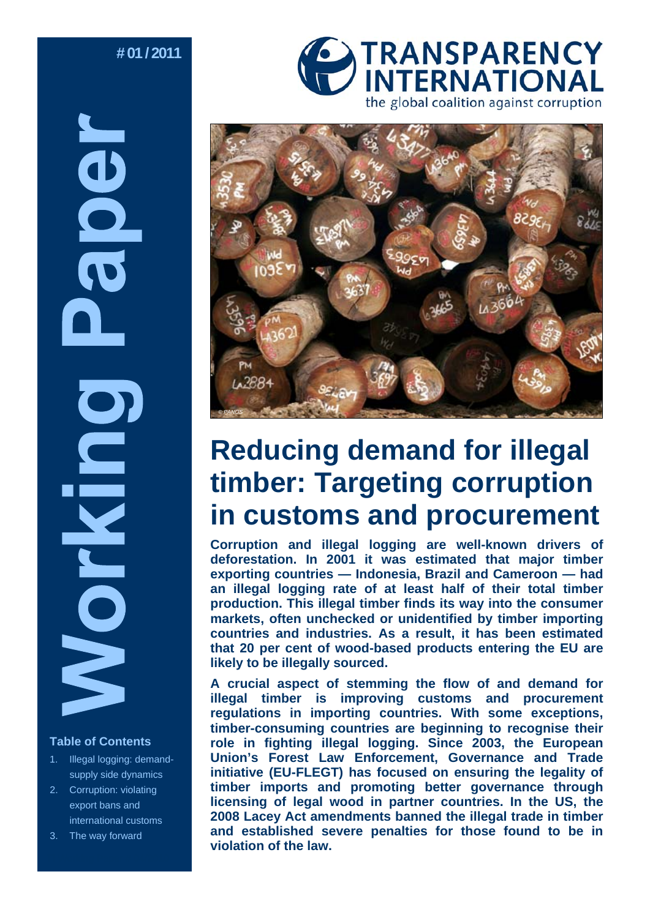# 01 / 2011

**Working Paper**

TRANSPARENCY INTERNATIONAL
the global coalition against corruption

© PANOS

# Reducing demand for illegal timber: Targeting corruption in customs and procurement

**Corruption and illegal logging are well-known drivers of deforestation. In 2001 it was estimated that major timber exporting countries — Indonesia, Brazil and Cameroon — had an illegal logging rate of at least half of their total timber production. This illegal timber finds its way into the consumer markets, often unchecked or unidentified by timber importing countries and industries. As a result, it has been estimated that 20 per cent of wood-based products entering the EU are likely to be illegally sourced.**

**A crucial aspect of stemming the flow of and demand for illegal timber is improving customs and procurement regulations in importing countries. With some exceptions, timber-consuming countries are beginning to recognise their role in fighting illegal logging. Since 2003, the European Union's Forest Law Enforcement, Governance and Trade initiative (EU-FLEGT) has focused on ensuring the legality of timber imports and promoting better governance through licensing of legal wood in partner countries. In the US, the 2008 Lacey Act amendments banned the illegal trade in timber and established severe penalties for those found to be in violation of the law.**

**Table of Contents**

1. Illegal logging: demand-supply side dynamics
2. Corruption: violating export bans and international customs
3. The way forward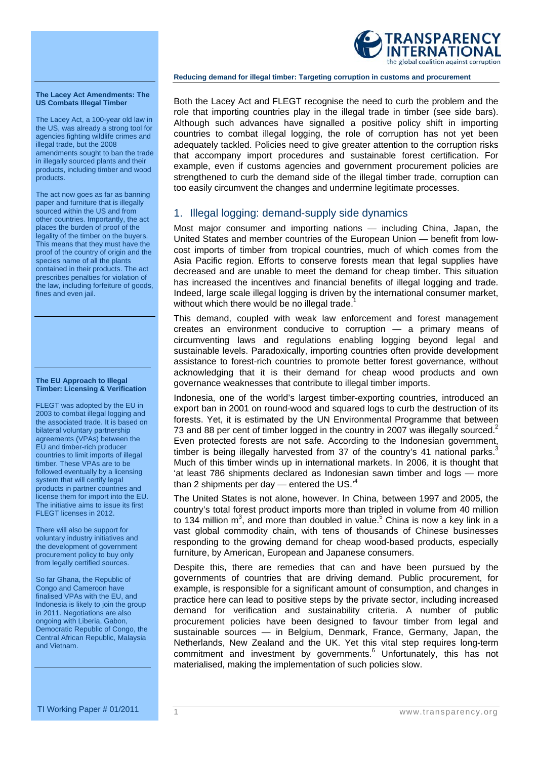Both the Lacey Act and FLEGT recognise the need to curb the problem and the role that importing countries play in the illegal trade in timber (see side bars). Although such advances have signalled a positive policy shift in importing countries to combat illegal logging, the role of corruption has not yet been adequately tackled. Policies need to give greater attention to the corruption risks that accompany import procedures and sustainable forest certification. For example, even if customs agencies and government procurement policies are strengthened to curb the demand side of the illegal timber trade, corruption can too easily circumvent the changes and undermine legitimate processes.

## 1. Illegal logging: demand-supply side dynamics

Most major consumer and importing nations — including China, Japan, the United States and member countries of the European Union — benefit from low-cost imports of timber from tropical countries, much of which comes from the Asia Pacific region. Efforts to conserve forests mean that legal supplies have decreased and are unable to meet the demand for cheap timber. This situation has increased the incentives and financial benefits of illegal logging and trade. Indeed, large scale illegal logging is driven by the international consumer market, without which there would be no illegal trade.[1]

This demand, coupled with weak law enforcement and forest management creates an environment conducive to corruption — a primary means of circumventing laws and regulations enabling logging beyond legal and sustainable levels. Paradoxically, importing countries often provide development assistance to forest-rich countries to promote better forest governance, without acknowledging that it is their demand for cheap wood products and own governance weaknesses that contribute to illegal timber imports.

Indonesia, one of the world's largest timber-exporting countries, introduced an export ban in 2001 on round-wood and squared logs to curb the destruction of its forests. Yet, it is estimated by the UN Environmental Programme that between 73 and 88 per cent of timber logged in the country in 2007 was illegally sourced.[2] Even protected forests are not safe. According to the Indonesian government, timber is being illegally harvested from 37 of the country's 41 national parks.[3] Much of this timber winds up in international markets. In 2006, it is thought that 'at least 786 shipments declared as Indonesian sawn timber and logs — more than 2 shipments per day — entered the US.'[4]

The United States is not alone, however. In China, between 1997 and 2005, the country's total forest product imports more than tripled in volume from 40 million to 134 million $m^3$, and more than doubled in value.[5] China is now a key link in a vast global commodity chain, with tens of thousands of Chinese businesses responding to the growing demand for cheap wood-based products, especially furniture, by American, European and Japanese consumers.

Despite this, there are remedies that can and have been pursued by the governments of countries that are driving demand. Public procurement, for example, is responsible for a significant amount of consumption, and changes in practice here can lead to positive steps by the private sector, including increased demand for verification and sustainability criteria. A number of public procurement policies have been designed to favour timber from legal and sustainable sources — in Belgium, Denmark, France, Germany, Japan, the Netherlands, New Zealand and the UK. Yet this vital step requires long-term commitment and investment by governments.[6] Unfortunately, this has not materialised, making the implementation of such policies slow.

**The Lacey Act Amendments: The US Combats Illegal Timber**

The Lacey Act, a 100-year old law in the US, was already a strong tool for agencies fighting wildlife crimes and illegal trade, but the 2008 amendments sought to ban the trade in illegally sourced plants and their products, including timber and wood products.

The act now goes as far as banning paper and furniture that is illegally sourced within the US and from other countries. Importantly, the act places the burden of proof of the legality of the timber on the buyers. This means that they must have the proof of the country of origin and the species name of all the plants contained in their products. The act prescribes penalties for violation of the law, including forfeiture of goods, fines and even jail.

**The EU Approach to Illegal Timber: Licensing & Verification**

FLEGT was adopted by the EU in 2003 to combat illegal logging and the associated trade. It is based on bilateral voluntary partnership agreements (VPAs) between the EU and timber-rich producer countries to limit imports of illegal timber. These VPAs are to be followed eventually by a licensing system that will certify legal products in partner countries and license them for import into the EU. The initiative aims to issue its first FLEGT licenses in 2012.

There will also be support for voluntary industry initiatives and the development of government procurement policy to buy only from legally certified sources.

So far Ghana, the Republic of Congo and Cameroon have finalised VPAs with the EU, and Indonesia is likely to join the group in 2011. Negotiations are also ongoing with Liberia, Gabon, Democratic Republic of Congo, the Central African Republic, Malaysia and Vietnam.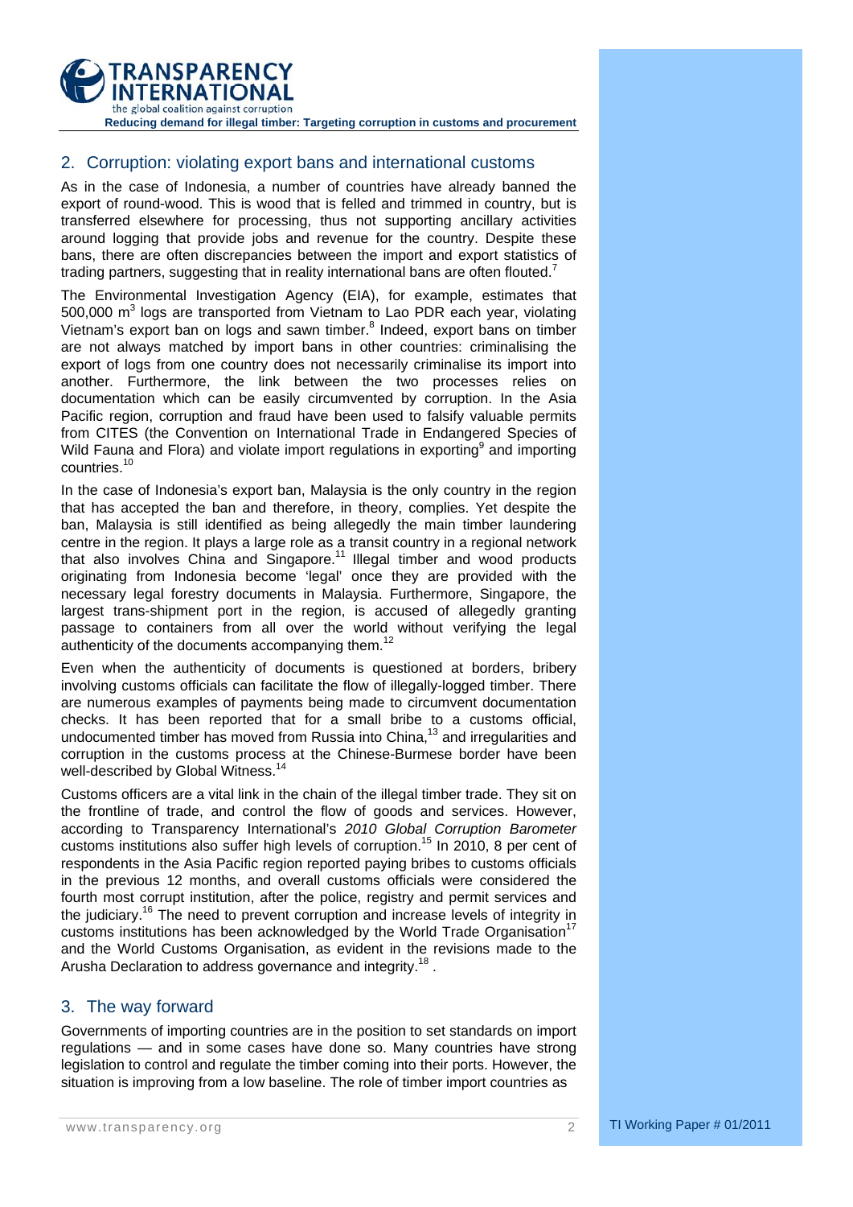## 2. Corruption: violating export bans and international customs

As in the case of Indonesia, a number of countries have already banned the export of round-wood. This is wood that is felled and trimmed in country, but is transferred elsewhere for processing, thus not supporting ancillary activities around logging that provide jobs and revenue for the country. Despite these bans, there are often discrepancies between the import and export statistics of trading partners, suggesting that in reality international bans are often flouted.[7]

The Environmental Investigation Agency (EIA), for example, estimates that 500,000 $m^3$ logs are transported from Vietnam to Lao PDR each year, violating Vietnam's export ban on logs and sawn timber.[8] Indeed, export bans on timber are not always matched by import bans in other countries: criminalising the export of logs from one country does not necessarily criminalise its import into another. Furthermore, the link between the two processes relies on documentation which can be easily circumvented by corruption. In the Asia Pacific region, corruption and fraud have been used to falsify valuable permits from CITES (the Convention on International Trade in Endangered Species of Wild Fauna and Flora) and violate import regulations in exporting[9] and importing countries.[10]

In the case of Indonesia's export ban, Malaysia is the only country in the region that has accepted the ban and therefore, in theory, complies. Yet despite the ban, Malaysia is still identified as being allegedly the main timber laundering centre in the region. It plays a large role as a transit country in a regional network that also involves China and Singapore.[11] Illegal timber and wood products originating from Indonesia become 'legal' once they are provided with the necessary legal forestry documents in Malaysia. Furthermore, Singapore, the largest trans-shipment port in the region, is accused of allegedly granting passage to containers from all over the world without verifying the legal authenticity of the documents accompanying them.[12]

Even when the authenticity of documents is questioned at borders, bribery involving customs officials can facilitate the flow of illegally-logged timber. There are numerous examples of payments being made to circumvent documentation checks. It has been reported that for a small bribe to a customs official, undocumented timber has moved from Russia into China,[13] and irregularities and corruption in the customs process at the Chinese-Burmese border have been well-described by Global Witness.[14]

Customs officers are a vital link in the chain of the illegal timber trade. They sit on the frontline of trade, and control the flow of goods and services. However, according to Transparency International's *2010 Global Corruption Barometer* customs institutions also suffer high levels of corruption.[15] In 2010, 8 per cent of respondents in the Asia Pacific region reported paying bribes to customs officials in the previous 12 months, and overall customs officials were considered the fourth most corrupt institution, after the police, registry and permit services and the judiciary.[16] The need to prevent corruption and increase levels of integrity in customs institutions has been acknowledged by the World Trade Organisation[17] and the World Customs Organisation, as evident in the revisions made to the Arusha Declaration to address governance and integrity.[18] .

## 3. The way forward

Governments of importing countries are in the position to set standards on import regulations — and in some cases have done so. Many countries have strong legislation to control and regulate the timber coming into their ports. However, the situation is improving from a low baseline. The role of timber import countries as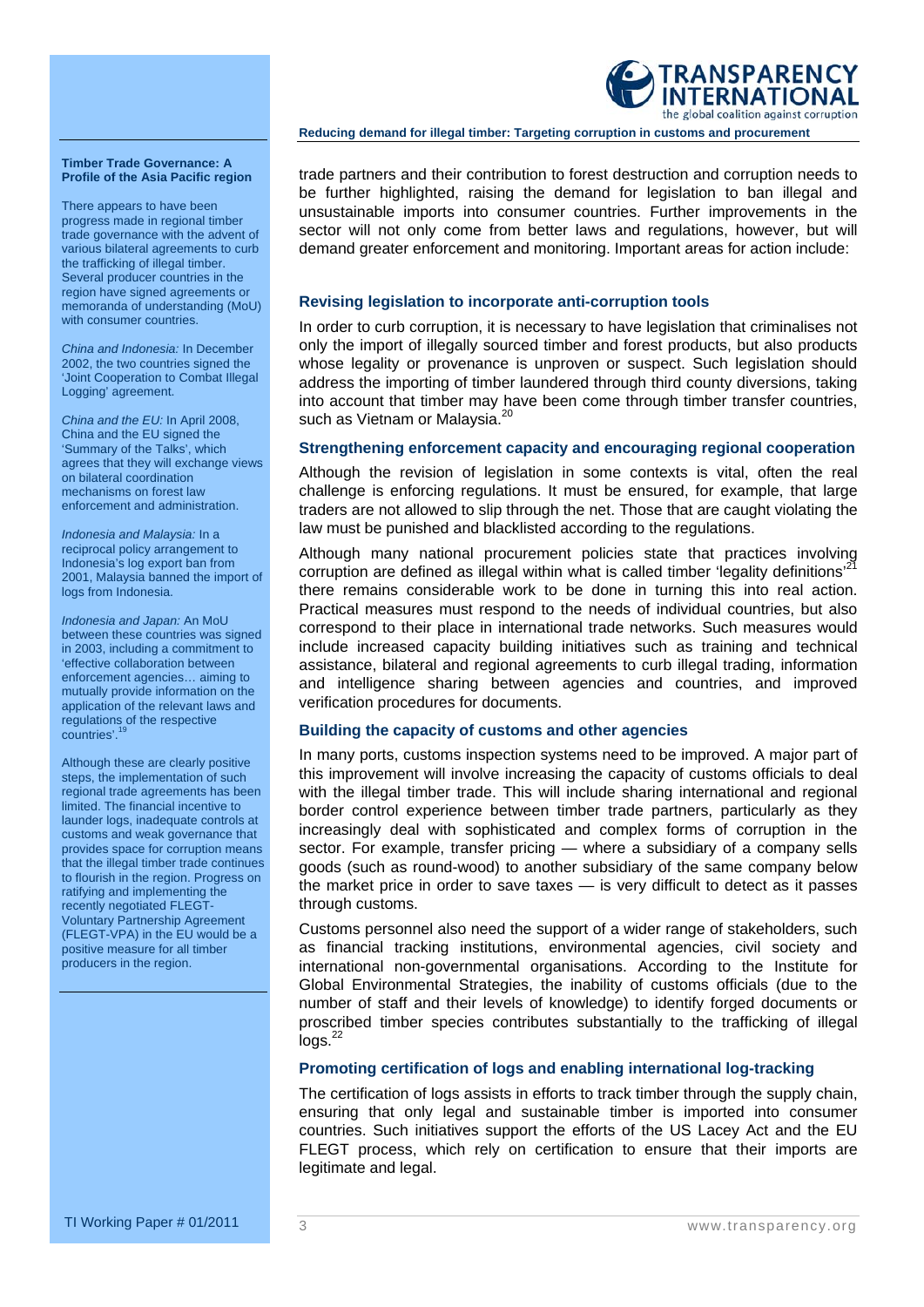trade partners and their contribution to forest destruction and corruption needs to be further highlighted, raising the demand for legislation to ban illegal and unsustainable imports into consumer countries. Further improvements in the sector will not only come from better laws and regulations, however, but will demand greater enforcement and monitoring. Important areas for action include:

### Revising legislation to incorporate anti-corruption tools

In order to curb corruption, it is necessary to have legislation that criminalises not only the import of illegally sourced timber and forest products, but also products whose legality or provenance is unproven or suspect. Such legislation should address the importing of timber laundered through third county diversions, taking into account that timber may have been come through timber transfer countries, such as Vietnam or Malaysia.[20]

### Strengthening enforcement capacity and encouraging regional cooperation

Although the revision of legislation in some contexts is vital, often the real challenge is enforcing regulations. It must be ensured, for example, that large traders are not allowed to slip through the net. Those that are caught violating the law must be punished and blacklisted according to the regulations.

Although many national procurement policies state that practices involving corruption are defined as illegal within what is called timber 'legality definitions'[21] there remains considerable work to be done in turning this into real action. Practical measures must respond to the needs of individual countries, but also correspond to their place in international trade networks. Such measures would include increased capacity building initiatives such as training and technical assistance, bilateral and regional agreements to curb illegal trading, information and intelligence sharing between agencies and countries, and improved verification procedures for documents.

### Building the capacity of customs and other agencies

In many ports, customs inspection systems need to be improved. A major part of this improvement will involve increasing the capacity of customs officials to deal with the illegal timber trade. This will include sharing international and regional border control experience between timber trade partners, particularly as they increasingly deal with sophisticated and complex forms of corruption in the sector. For example, transfer pricing — where a subsidiary of a company sells goods (such as round-wood) to another subsidiary of the same company below the market price in order to save taxes — is very difficult to detect as it passes through customs.

Customs personnel also need the support of a wider range of stakeholders, such as financial tracking institutions, environmental agencies, civil society and international non-governmental organisations. According to the Institute for Global Environmental Strategies, the inability of customs officials (due to the number of staff and their levels of knowledge) to identify forged documents or proscribed timber species contributes substantially to the trafficking of illegal logs.[22]

### Promoting certification of logs and enabling international log-tracking

The certification of logs assists in efforts to track timber through the supply chain, ensuring that only legal and sustainable timber is imported into consumer countries. Such initiatives support the efforts of the US Lacey Act and the EU FLEGT process, which rely on certification to ensure that their imports are legitimate and legal.

---

**Timber Trade Governance: A Profile of the Asia Pacific region**

There appears to have been progress made in regional timber trade governance with the advent of various bilateral agreements to curb the trafficking of illegal timber. Several producer countries in the region have signed agreements or memoranda of understanding (MoU) with consumer countries.

*China and Indonesia:* In December 2002, the two countries signed the 'Joint Cooperation to Combat Illegal Logging' agreement.

*China and the EU:* In April 2008, China and the EU signed the 'Summary of the Talks', which agrees that they will exchange views on bilateral coordination mechanisms on forest law enforcement and administration.

*Indonesia and Malaysia:* In a reciprocal policy arrangement to Indonesia's log export ban from 2001, Malaysia banned the import of logs from Indonesia.

*Indonesia and Japan:* An MoU between these countries was signed in 2003, including a commitment to 'effective collaboration between enforcement agencies… aiming to mutually provide information on the application of the relevant laws and regulations of the respective countries'.[19]

Although these are clearly positive steps, the implementation of such regional trade agreements has been limited. The financial incentive to launder logs, inadequate controls at customs and weak governance that provides space for corruption means that the illegal timber trade continues to flourish in the region. Progress on ratifying and implementing the recently negotiated FLEGT-Voluntary Partnership Agreement (FLEGT-VPA) in the EU would be a positive measure for all timber producers in the region.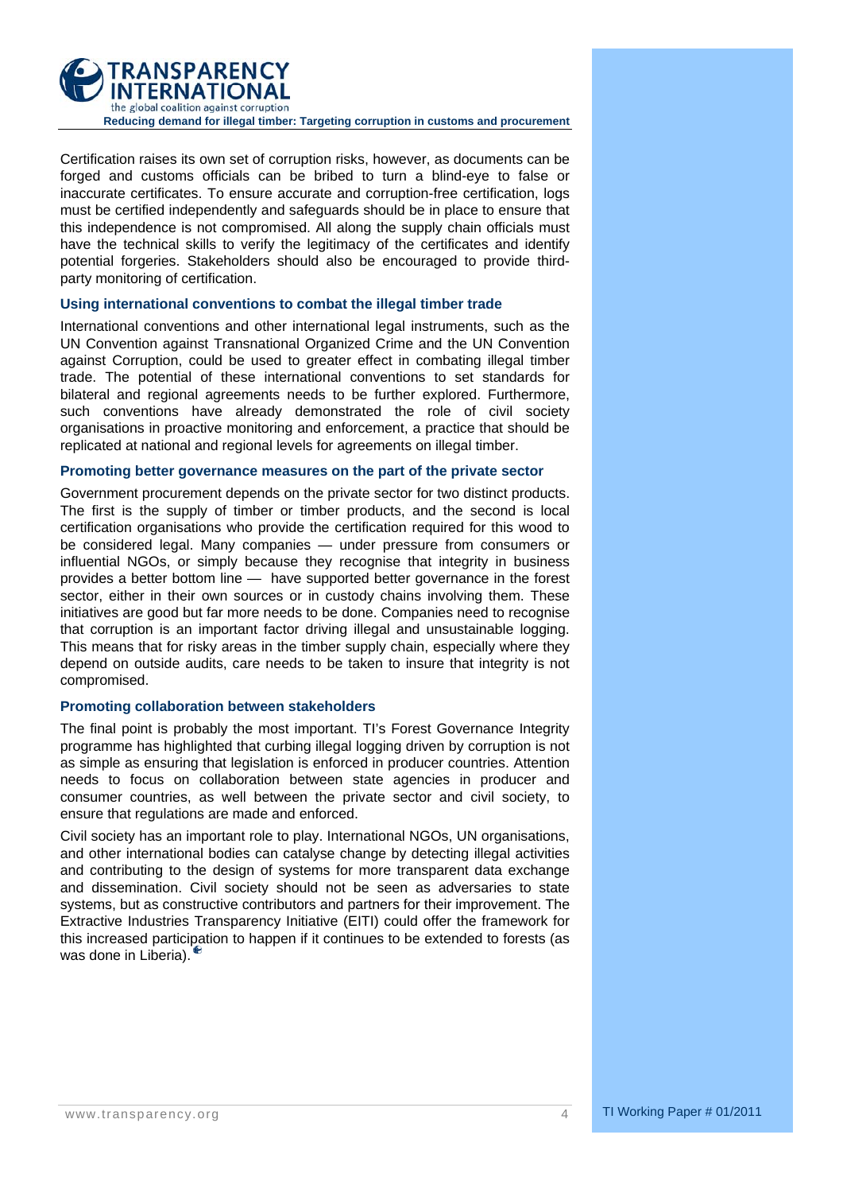Certification raises its own set of corruption risks, however, as documents can be forged and customs officials can be bribed to turn a blind-eye to false or inaccurate certificates. To ensure accurate and corruption-free certification, logs must be certified independently and safeguards should be in place to ensure that this independence is not compromised. All along the supply chain officials must have the technical skills to verify the legitimacy of the certificates and identify potential forgeries. Stakeholders should also be encouraged to provide third-party monitoring of certification.

### Using international conventions to combat the illegal timber trade

International conventions and other international legal instruments, such as the UN Convention against Transnational Organized Crime and the UN Convention against Corruption, could be used to greater effect in combating illegal timber trade. The potential of these international conventions to set standards for bilateral and regional agreements needs to be further explored. Furthermore, such conventions have already demonstrated the role of civil society organisations in proactive monitoring and enforcement, a practice that should be replicated at national and regional levels for agreements on illegal timber.

### Promoting better governance measures on the part of the private sector

Government procurement depends on the private sector for two distinct products. The first is the supply of timber or timber products, and the second is local certification organisations who provide the certification required for this wood to be considered legal. Many companies — under pressure from consumers or influential NGOs, or simply because they recognise that integrity in business provides a better bottom line — have supported better governance in the forest sector, either in their own sources or in custody chains involving them. These initiatives are good but far more needs to be done. Companies need to recognise that corruption is an important factor driving illegal and unsustainable logging. This means that for risky areas in the timber supply chain, especially where they depend on outside audits, care needs to be taken to insure that integrity is not compromised.

### Promoting collaboration between stakeholders

The final point is probably the most important. TI's Forest Governance Integrity programme has highlighted that curbing illegal logging driven by corruption is not as simple as ensuring that legislation is enforced in producer countries. Attention needs to focus on collaboration between state agencies in producer and consumer countries, as well between the private sector and civil society, to ensure that regulations are made and enforced.

Civil society has an important role to play. International NGOs, UN organisations, and other international bodies can catalyse change by detecting illegal activities and contributing to the design of systems for more transparent data exchange and dissemination. Civil society should not be seen as adversaries to state systems, but as constructive contributors and partners for their improvement. The Extractive Industries Transparency Initiative (EITI) could offer the framework for this increased participation to happen if it continues to be extended to forests (as was done in Liberia).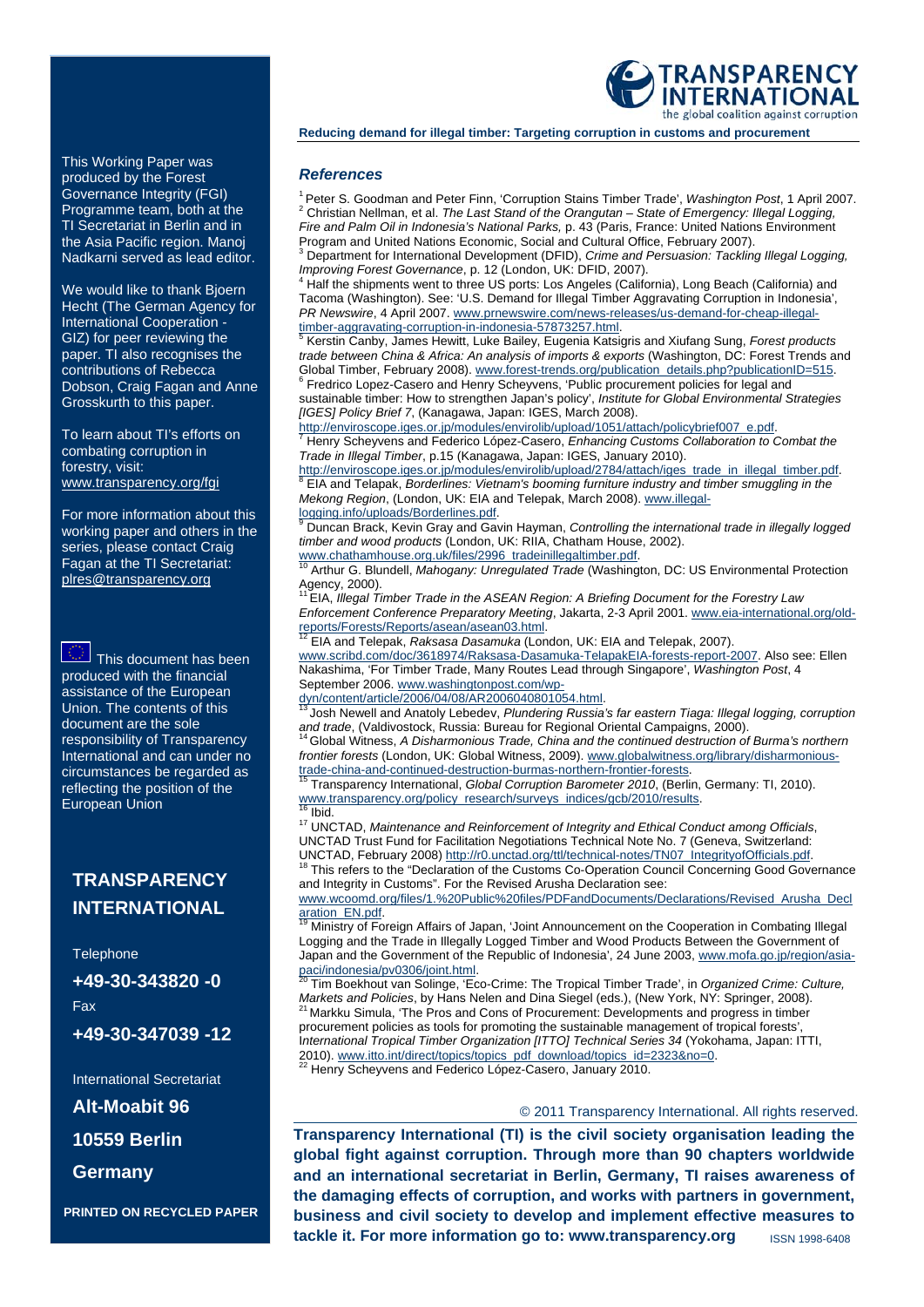This Working Paper was produced by the Forest Governance Integrity (FGI) Programme team, both at the TI Secretariat in Berlin and in the Asia Pacific region. Manoj Nadkarni served as lead editor.

We would like to thank Bjoern Hecht (The German Agency for International Cooperation - GIZ) for peer reviewing the paper. TI also recognises the contributions of Rebecca Dobson, Craig Fagan and Anne Grosskurth to this paper.

To learn about TI's efforts on combating corruption in forestry, visit: www.transparency.org/fgi

For more information about this working paper and others in the series, please contact Craig Fagan at the TI Secretariat: plres@transparency.org

This document has been produced with the financial assistance of the European Union. The contents of this document are the sole responsibility of Transparency International and can under no circumstances be regarded as reflecting the position of the European Union

## TRANSPARENCY INTERNATIONAL

Telephone

**+49-30-343820 -0**

Fax

**+49-30-347039 -12**

International Secretariat

**Alt-Moabit 96**

**10559 Berlin**

**Germany**

**PRINTED ON RECYCLED PAPER**

## *References*

[1] Peter S. Goodman and Peter Finn, 'Corruption Stains Timber Trade', *Washington Post*, 1 April 2007.
[2] Christian Nellman, et al. *The Last Stand of the Orangutan – State of Emergency: Illegal Logging, Fire and Palm Oil in Indonesia's National Parks,* p. 43 (Paris, France: United Nations Environment Program and United Nations Economic, Social and Cultural Office, February 2007).
[3] Department for International Development (DFID), *Crime and Persuasion: Tackling Illegal Logging, Improving Forest Governance*, p. 12 (London, UK: DFID, 2007).
[4] Half the shipments went to three US ports: Los Angeles (California), Long Beach (California) and Tacoma (Washington). See: 'U.S. Demand for Illegal Timber Aggravating Corruption in Indonesia', *PR Newswire*, 4 April 2007. www.prnewswire.com/news-releases/us-demand-for-cheap-illegal-timber-aggravating-corruption-in-indonesia-57873257.html.
[5] Kerstin Canby, James Hewitt, Luke Bailey, Eugenia Katsigris and Xiufang Sung, *Forest products trade between China & Africa: An analysis of imports & exports* (Washington, DC: Forest Trends and Global Timber, February 2008). www.forest-trends.org/publication_details.php?publicationID=515.
[6] Fredrico Lopez-Casero and Henry Scheyvens, 'Public procurement policies for legal and sustainable timber: How to strengthen Japan's policy', *Institute for Global Environmental Strategies [IGES] Policy Brief 7*, (Kanagawa, Japan: IGES, March 2008). http://enviroscope.iges.or.jp/modules/envirolib/upload/1051/attach/policybrief007_e.pdf.
[7] Henry Scheyvens and Federico López-Casero, *Enhancing Customs Collaboration to Combat the Trade in Illegal Timber*, p.15 (Kanagawa, Japan: IGES, January 2010). http://enviroscope.iges.or.jp/modules/envirolib/upload/2784/attach/iges_trade_in_illegal_timber.pdf.
[8] EIA and Telapak, *Borderlines: Vietnam's booming furniture industry and timber smuggling in the Mekong Region*, (London, UK: EIA and Telapak, March 2008). www.illegal-logging.info/uploads/Borderlines.pdf.
[9] Duncan Brack, Kevin Gray and Gavin Hayman, *Controlling the international trade in illegally logged timber and wood products* (London, UK: RIIA, Chatham House, 2002). www.chathamhouse.org.uk/files/2996_tradeinillegaltimber.pdf.
[10] Arthur G. Blundell, *Mahogany: Unregulated Trade* (Washington, DC: US Environmental Protection Agency, 2000).
[11] EIA, *Illegal Timber Trade in the ASEAN Region: A Briefing Document for the Forestry Law Enforcement Conference Preparatory Meeting*, Jakarta, 2-3 April 2001. www.eia-international.org/old-reports/Forests/Reports/asean/asean03.html.
[12] EIA and Telepak, *Raksasa Dasamuka* (London, UK: EIA and Telepak, 2007). www.scribd.com/doc/3618974/Raksasa-Dasamuka-TelapakEIA-forests-report-2007. Also see: Ellen Nakashima, 'For Timber Trade, Many Routes Lead through Singapore', *Washington Post*, 4 September 2006. www.washingtonpost.com/wp-dyn/content/article/2006/04/08/AR2006040801054.html.
[13] Josh Newell and Anatoly Lebedev, *Plundering Russia's far eastern Tiaga: Illegal logging, corruption and trade*, (Valdivostock, Russia: Bureau for Regional Oriental Campaigns, 2000).
[14] Global Witness, *A Disharmonious Trade, China and the continued destruction of Burma's northern frontier forests* (London, UK: Global Witness, 2009). www.globalwitness.org/library/disharmonious-trade-china-and-continued-destruction-burmas-northern-frontier-forests.
[15] Transparency International, *Global Corruption Barometer 2010*, (Berlin, Germany: TI, 2010). www.transparency.org/policy_research/surveys_indices/gcb/2010/results.
[16] Ibid.
[17] UNCTAD, *Maintenance and Reinforcement of Integrity and Ethical Conduct among Officials*, UNCTAD Trust Fund for Facilitation Negotiations Technical Note No. 7 (Geneva, Switzerland: UNCTAD, February 2008) http://r0.unctad.org/ttl/technical-notes/TN07_IntegrityofOfficials.pdf.
[18] This refers to the "Declaration of the Customs Co-Operation Council Concerning Good Governance and Integrity in Customs". For the Revised Arusha Declaration see: www.wcoomd.org/files/1.%20Public%20files/PDFandDocuments/Declarations/Revised_Arusha_Declaration_EN.pdf.
[19] Ministry of Foreign Affairs of Japan, 'Joint Announcement on the Cooperation in Combating Illegal Logging and the Trade in Illegally Logged Timber and Wood Products Between the Government of Japan and the Government of the Republic of Indonesia', 24 June 2003, www.mofa.go.jp/region/asia-paci/indonesia/pv0306/joint.html.
[20] Tim Boekhout van Solinge, 'Eco-Crime: The Tropical Timber Trade', in *Organized Crime: Culture, Markets and Policies*, by Hans Nelen and Dina Siegel (eds.), (New York, NY: Springer, 2008).
[21] Markku Simula, 'The Pros and Cons of Procurement: Developments and progress in timber procurement policies as tools for promoting the sustainable management of tropical forests', *International Tropical Timber Organization [ITTO] Technical Series 34* (Yokohama, Japan: ITTI, 2010). www.itto.int/direct/topics/topics_pdf_download/topics_id=2323&no=0.
[22] Henry Scheyvens and Federico López-Casero, January 2010.

© 2011 Transparency International. All rights reserved.

**Transparency International (TI) is the civil society organisation leading the global fight against corruption. Through more than 90 chapters worldwide and an international secretariat in Berlin, Germany, TI raises awareness of the damaging effects of corruption, and works with partners in government, business and civil society to develop and implement effective measures to tackle it. For more information go to: www.transparency.org**

ISSN 1998-6408